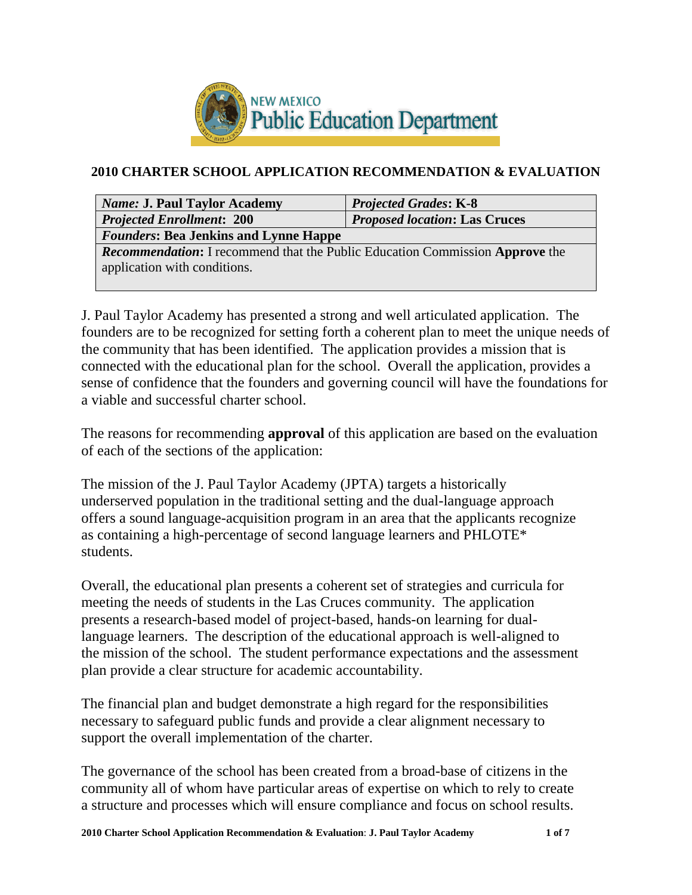NEW MEXICO
Public Education Department

## 2010 CHARTER SCHOOL APPLICATION RECOMMENDATION & EVALUATION

| *Name:* **J. Paul Taylor Academy** | ***Projected Grades*: K-8** |
|---|---|
| ***Projected Enrollment*: 200** | ***Proposed location*: Las Cruces** |
| ***Founders*: Bea Jenkins and Lynne Happe** | |
| ***Recommendation*:** I recommend that the Public Education Commission **Approve** the application with conditions. | |

J. Paul Taylor Academy has presented a strong and well articulated application. The founders are to be recognized for setting forth a coherent plan to meet the unique needs of the community that has been identified. The application provides a mission that is connected with the educational plan for the school. Overall the application, provides a sense of confidence that the founders and governing council will have the foundations for a viable and successful charter school.

The reasons for recommending **approval** of this application are based on the evaluation of each of the sections of the application:

The mission of the J. Paul Taylor Academy (JPTA) targets a historically underserved population in the traditional setting and the dual-language approach offers a sound language-acquisition program in an area that the applicants recognize as containing a high-percentage of second language learners and PHLOTE* students.

Overall, the educational plan presents a coherent set of strategies and curricula for meeting the needs of students in the Las Cruces community. The application presents a research-based model of project-based, hands-on learning for dual-language learners. The description of the educational approach is well-aligned to the mission of the school. The student performance expectations and the assessment plan provide a clear structure for academic accountability.

The financial plan and budget demonstrate a high regard for the responsibilities necessary to safeguard public funds and provide a clear alignment necessary to support the overall implementation of the charter.

The governance of the school has been created from a broad-base of citizens in the community all of whom have particular areas of expertise on which to rely to create a structure and processes which will ensure compliance and focus on school results.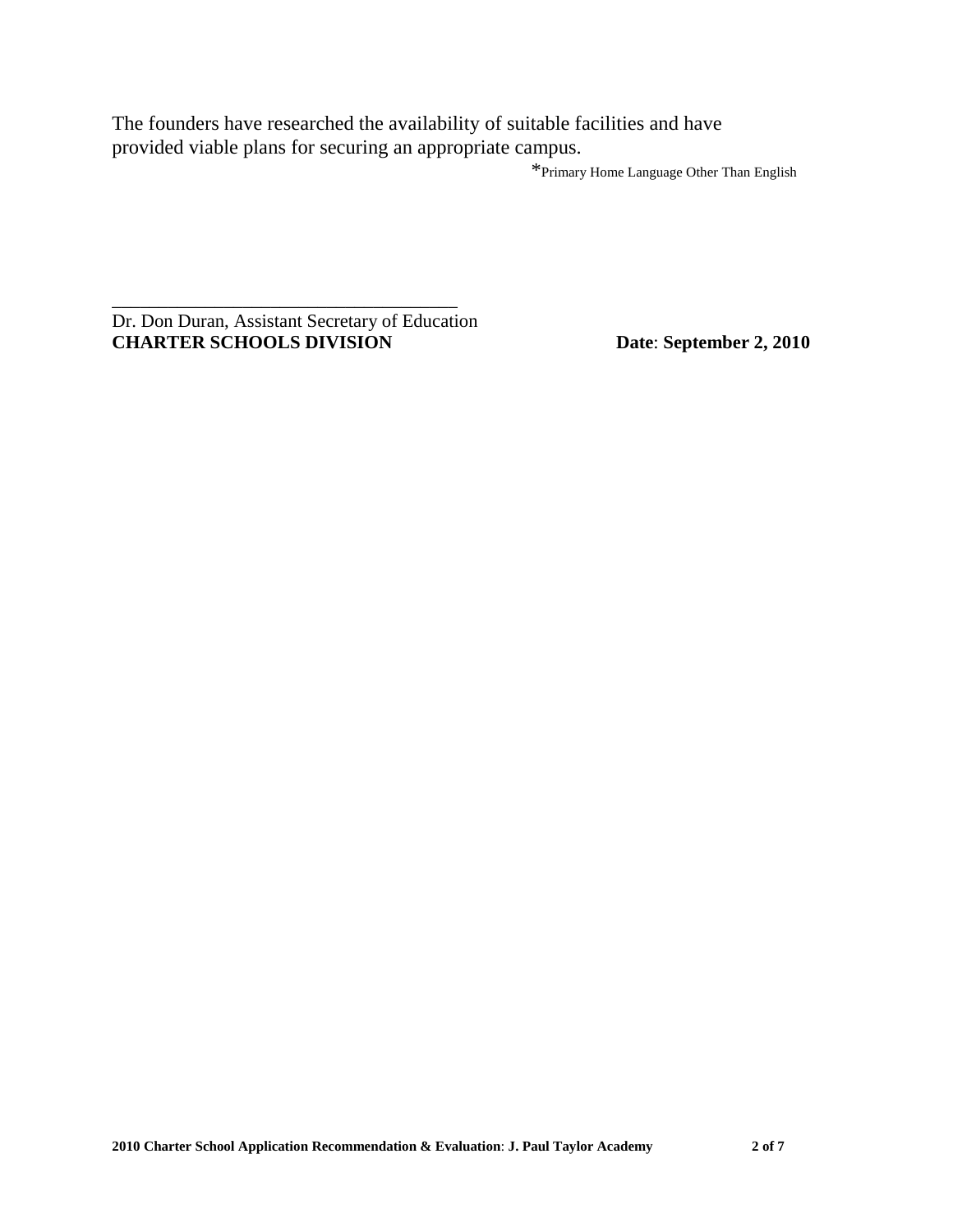The founders have researched the availability of suitable facilities and have provided viable plans for securing an appropriate campus.

*Primary Home Language Other Than English

\_\_\_\_\_\_\_\_\_\_\_\_\_\_\_\_\_\_\_\_\_\_\_\_\_\_\_\_\_\_\_\_\_\_\_\_\_\_

Dr. Don Duran, Assistant Secretary of Education
**CHARTER SCHOOLS DIVISION** **Date**: **September 2, 2010**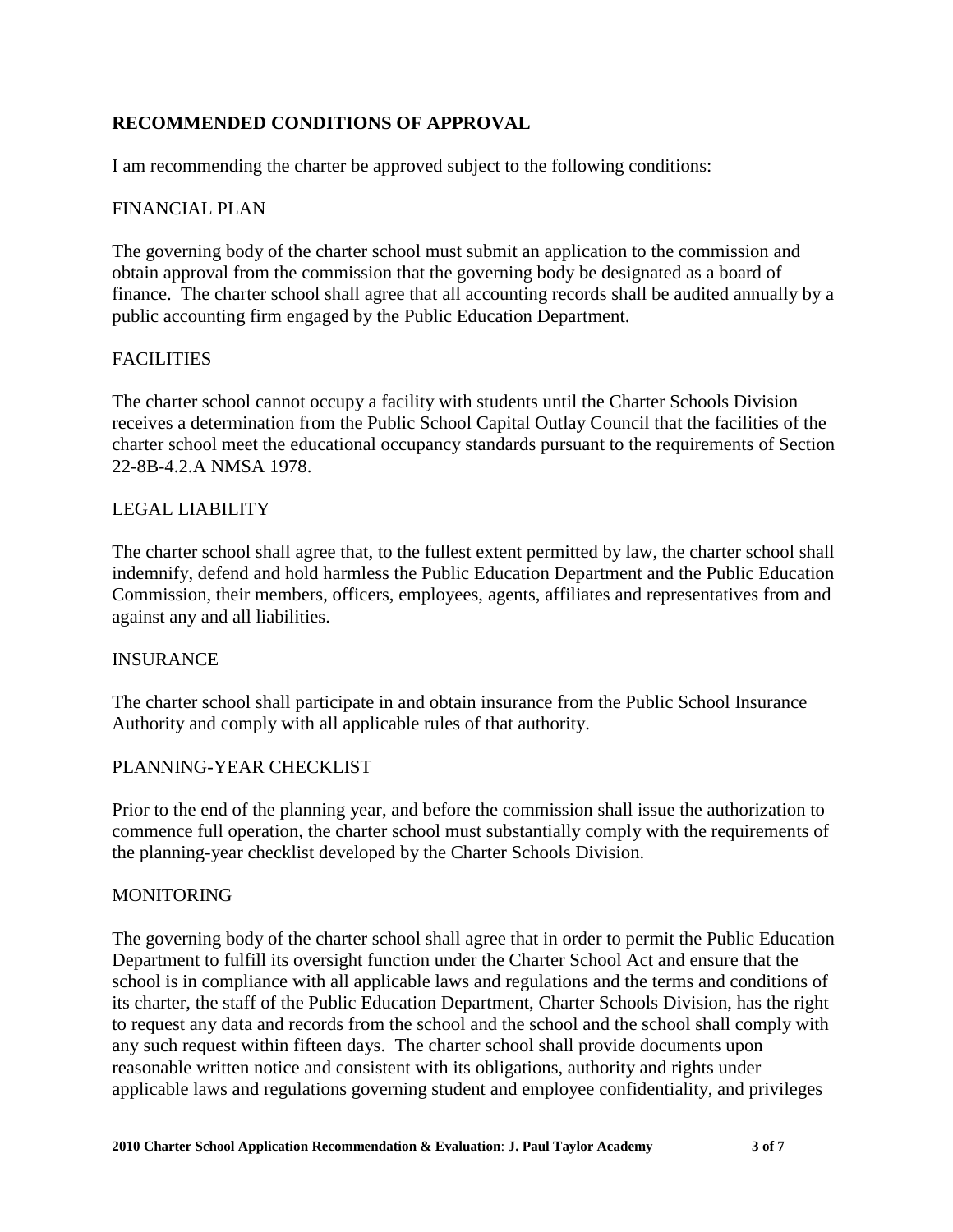## RECOMMENDED CONDITIONS OF APPROVAL

I am recommending the charter be approved subject to the following conditions:

### FINANCIAL PLAN

The governing body of the charter school must submit an application to the commission and obtain approval from the commission that the governing body be designated as a board of finance. The charter school shall agree that all accounting records shall be audited annually by a public accounting firm engaged by the Public Education Department.

### FACILITIES

The charter school cannot occupy a facility with students until the Charter Schools Division receives a determination from the Public School Capital Outlay Council that the facilities of the charter school meet the educational occupancy standards pursuant to the requirements of Section 22-8B-4.2.A NMSA 1978.

### LEGAL LIABILITY

The charter school shall agree that, to the fullest extent permitted by law, the charter school shall indemnify, defend and hold harmless the Public Education Department and the Public Education Commission, their members, officers, employees, agents, affiliates and representatives from and against any and all liabilities.

### INSURANCE

The charter school shall participate in and obtain insurance from the Public School Insurance Authority and comply with all applicable rules of that authority.

### PLANNING-YEAR CHECKLIST

Prior to the end of the planning year, and before the commission shall issue the authorization to commence full operation, the charter school must substantially comply with the requirements of the planning-year checklist developed by the Charter Schools Division.

### MONITORING

The governing body of the charter school shall agree that in order to permit the Public Education Department to fulfill its oversight function under the Charter School Act and ensure that the school is in compliance with all applicable laws and regulations and the terms and conditions of its charter, the staff of the Public Education Department, Charter Schools Division, has the right to request any data and records from the school and the school and the school shall comply with any such request within fifteen days. The charter school shall provide documents upon reasonable written notice and consistent with its obligations, authority and rights under applicable laws and regulations governing student and employee confidentiality, and privileges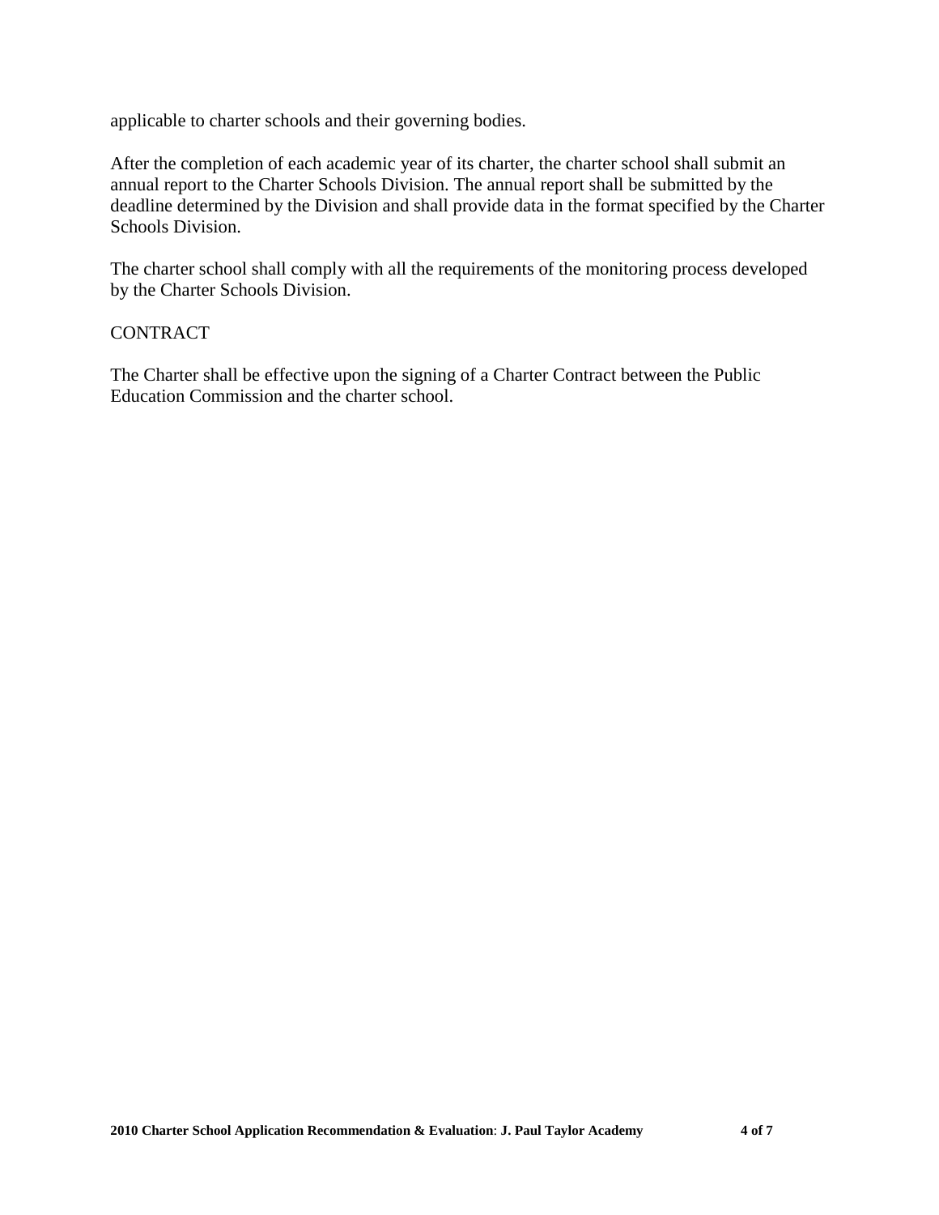applicable to charter schools and their governing bodies.

After the completion of each academic year of its charter, the charter school shall submit an annual report to the Charter Schools Division. The annual report shall be submitted by the deadline determined by the Division and shall provide data in the format specified by the Charter Schools Division.

The charter school shall comply with all the requirements of the monitoring process developed by the Charter Schools Division.

## CONTRACT

The Charter shall be effective upon the signing of a Charter Contract between the Public Education Commission and the charter school.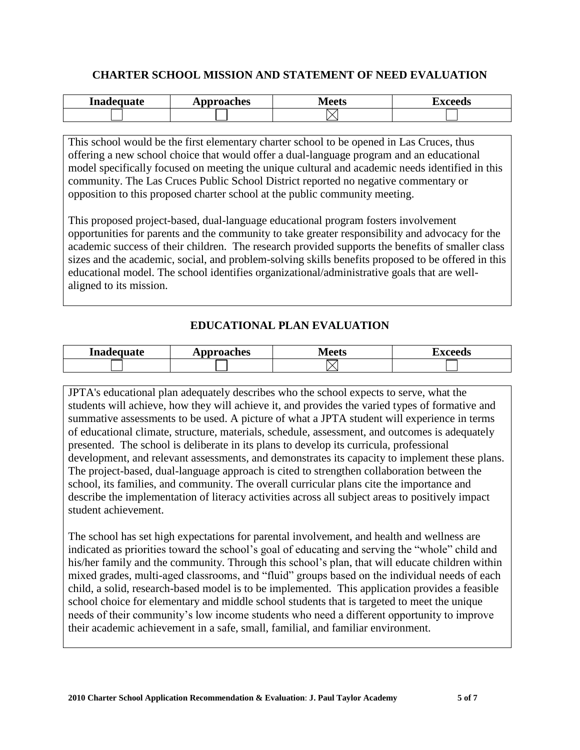## CHARTER SCHOOL MISSION AND STATEMENT OF NEED EVALUATION

| Inadequate | Approaches | Meets | Exceeds |
|---|---|---|---|
| ☐ | ☐ | ☒ | ☐ |

This school would be the first elementary charter school to be opened in Las Cruces, thus offering a new school choice that would offer a dual-language program and an educational model specifically focused on meeting the unique cultural and academic needs identified in this community. The Las Cruces Public School District reported no negative commentary or opposition to this proposed charter school at the public community meeting.

This proposed project-based, dual-language educational program fosters involvement opportunities for parents and the community to take greater responsibility and advocacy for the academic success of their children. The research provided supports the benefits of smaller class sizes and the academic, social, and problem-solving skills benefits proposed to be offered in this educational model. The school identifies organizational/administrative goals that are well-aligned to its mission.

## EDUCATIONAL PLAN EVALUATION

| Inadequate | Approaches | Meets | Exceeds |
|---|---|---|---|
| ☐ | ☐ | ☒ | ☐ |

JPTA's educational plan adequately describes who the school expects to serve, what the students will achieve, how they will achieve it, and provides the varied types of formative and summative assessments to be used. A picture of what a JPTA student will experience in terms of educational climate, structure, materials, schedule, assessment, and outcomes is adequately presented. The school is deliberate in its plans to develop its curricula, professional development, and relevant assessments, and demonstrates its capacity to implement these plans. The project-based, dual-language approach is cited to strengthen collaboration between the school, its families, and community. The overall curricular plans cite the importance and describe the implementation of literacy activities across all subject areas to positively impact student achievement.

The school has set high expectations for parental involvement, and health and wellness are indicated as priorities toward the school's goal of educating and serving the "whole" child and his/her family and the community. Through this school's plan, that will educate children within mixed grades, multi-aged classrooms, and "fluid" groups based on the individual needs of each child, a solid, research-based model is to be implemented. This application provides a feasible school choice for elementary and middle school students that is targeted to meet the unique needs of their community's low income students who need a different opportunity to improve their academic achievement in a safe, small, familial, and familiar environment.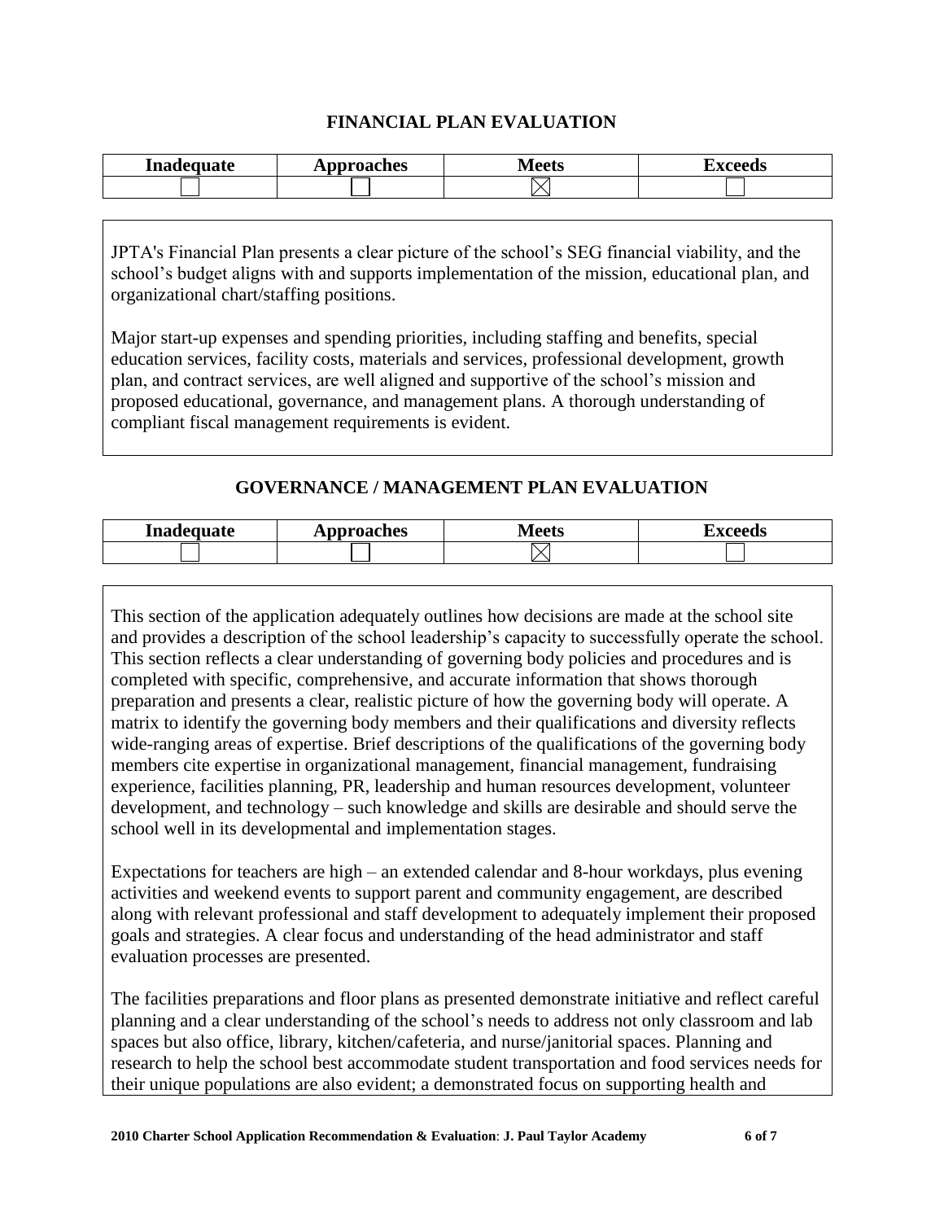## FINANCIAL PLAN EVALUATION

| Inadequate | Approaches | Meets | Exceeds |
|---|---|---|---|
| ☐ | ☐ | ☒ | ☐ |

JPTA's Financial Plan presents a clear picture of the school's SEG financial viability, and the school's budget aligns with and supports implementation of the mission, educational plan, and organizational chart/staffing positions.

Major start-up expenses and spending priorities, including staffing and benefits, special education services, facility costs, materials and services, professional development, growth plan, and contract services, are well aligned and supportive of the school's mission and proposed educational, governance, and management plans. A thorough understanding of compliant fiscal management requirements is evident.

## GOVERNANCE / MANAGEMENT PLAN EVALUATION

| Inadequate | Approaches | Meets | Exceeds |
|---|---|---|---|
| ☐ | ☐ | ☒ | ☐ |

This section of the application adequately outlines how decisions are made at the school site and provides a description of the school leadership's capacity to successfully operate the school. This section reflects a clear understanding of governing body policies and procedures and is completed with specific, comprehensive, and accurate information that shows thorough preparation and presents a clear, realistic picture of how the governing body will operate. A matrix to identify the governing body members and their qualifications and diversity reflects wide-ranging areas of expertise. Brief descriptions of the qualifications of the governing body members cite expertise in organizational management, financial management, fundraising experience, facilities planning, PR, leadership and human resources development, volunteer development, and technology – such knowledge and skills are desirable and should serve the school well in its developmental and implementation stages.

Expectations for teachers are high – an extended calendar and 8-hour workdays, plus evening activities and weekend events to support parent and community engagement, are described along with relevant professional and staff development to adequately implement their proposed goals and strategies. A clear focus and understanding of the head administrator and staff evaluation processes are presented.

The facilities preparations and floor plans as presented demonstrate initiative and reflect careful planning and a clear understanding of the school's needs to address not only classroom and lab spaces but also office, library, kitchen/cafeteria, and nurse/janitorial spaces. Planning and research to help the school best accommodate student transportation and food services needs for their unique populations are also evident; a demonstrated focus on supporting health and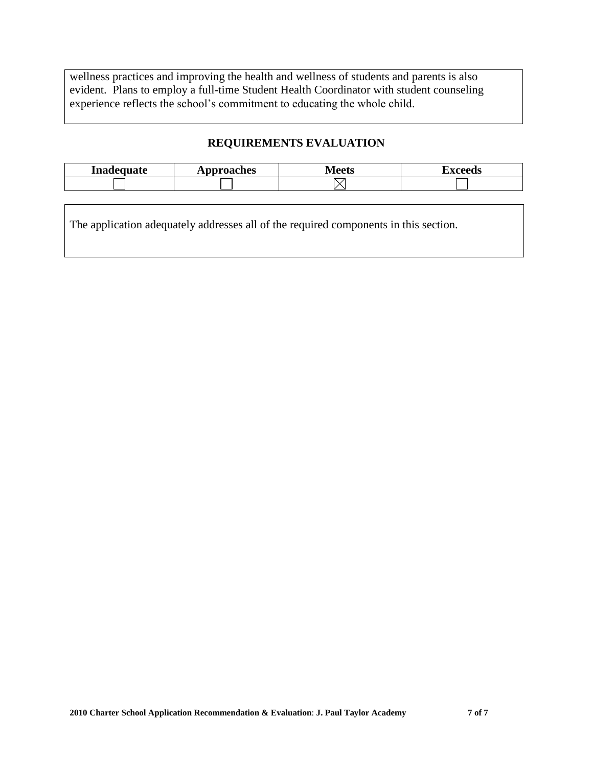wellness practices and improving the health and wellness of students and parents is also evident. Plans to employ a full-time Student Health Coordinator with student counseling experience reflects the school's commitment to educating the whole child.

## REQUIREMENTS EVALUATION

| Inadequate | Approaches | Meets | Exceeds |
|---|---|---|---|
| ☐ | ☐ | ☒ | ☐ |

The application adequately addresses all of the required components in this section.